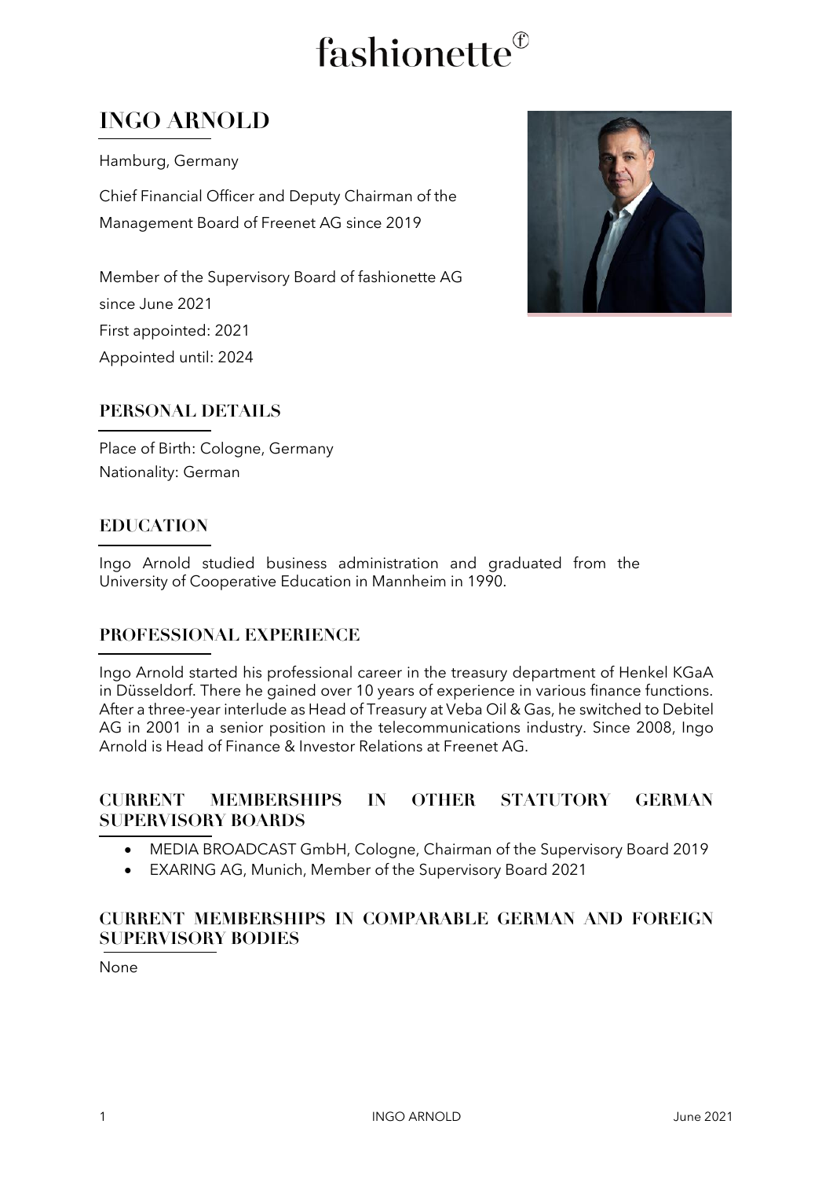fashionette

# INGO ARNOLD

Hamburg, Germany

Chief Financial Officer and Deputy Chairman of the Management Board of Freenet AG since 2019

Member of the Supervisory Board of fashionette AG since June 2021
First appointed: 2021
Appointed until: 2024

## PERSONAL DETAILS

Place of Birth: Cologne, Germany
Nationality: German

## EDUCATION

Ingo Arnold studied business administration and graduated from the University of Cooperative Education in Mannheim in 1990.

## PROFESSIONAL EXPERIENCE

Ingo Arnold started his professional career in the treasury department of Henkel KGaA in Düsseldorf. There he gained over 10 years of experience in various finance functions. After a three-year interlude as Head of Treasury at Veba Oil & Gas, he switched to Debitel AG in 2001 in a senior position in the telecommunications industry. Since 2008, Ingo Arnold is Head of Finance & Investor Relations at Freenet AG.

## CURRENT MEMBERSHIPS IN OTHER STATUTORY GERMAN SUPERVISORY BOARDS

- MEDIA BROADCAST GmbH, Cologne, Chairman of the Supervisory Board 2019
- EXARING AG, Munich, Member of the Supervisory Board 2021

## CURRENT MEMBERSHIPS IN COMPARABLE GERMAN AND FOREIGN SUPERVISORY BODIES

None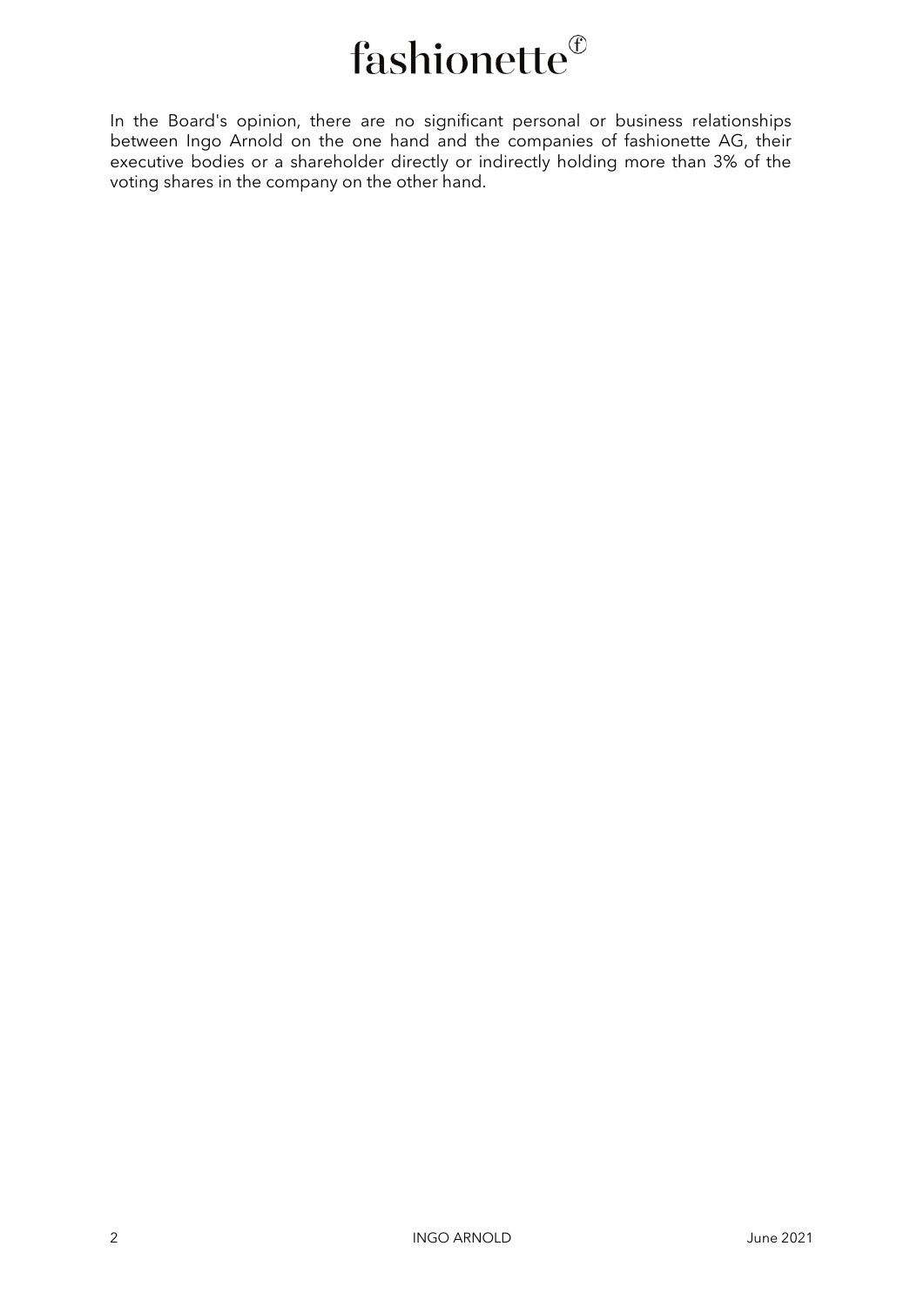In the Board's opinion, there are no significant personal or business relationships between Ingo Arnold on the one hand and the companies of fashionette AG, their executive bodies or a shareholder directly or indirectly holding more than 3% of the voting shares in the company on the other hand.